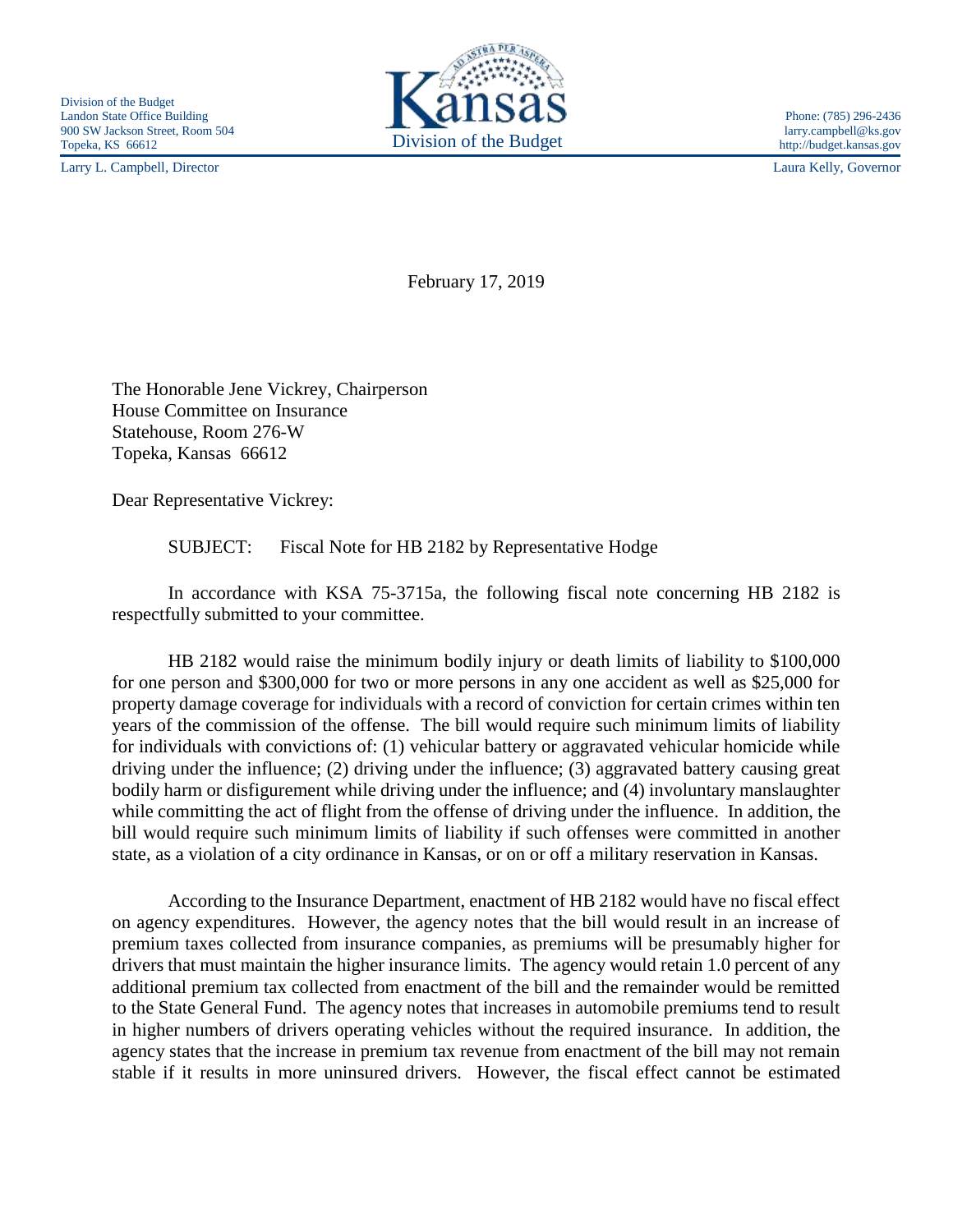Division of the Budget
Landon State Office Building
900 SW Jackson Street, Room 504
Topeka, KS 66612

Kansas
Division of the Budget

Phone: (785) 296-2436
larry.campbell@ks.gov
http://budget.kansas.gov

Larry L. Campbell, Director

Laura Kelly, Governor

February 17, 2019

The Honorable Jene Vickrey, Chairperson
House Committee on Insurance
Statehouse, Room 276-W
Topeka, Kansas 66612

Dear Representative Vickrey:

SUBJECT: Fiscal Note for HB 2182 by Representative Hodge

In accordance with KSA 75-3715a, the following fiscal note concerning HB 2182 is respectfully submitted to your committee.

HB 2182 would raise the minimum bodily injury or death limits of liability to $100,000 for one person and $300,000 for two or more persons in any one accident as well as $25,000 for property damage coverage for individuals with a record of conviction for certain crimes within ten years of the commission of the offense. The bill would require such minimum limits of liability for individuals with convictions of: (1) vehicular battery or aggravated vehicular homicide while driving under the influence; (2) driving under the influence; (3) aggravated battery causing great bodily harm or disfigurement while driving under the influence; and (4) involuntary manslaughter while committing the act of flight from the offense of driving under the influence. In addition, the bill would require such minimum limits of liability if such offenses were committed in another state, as a violation of a city ordinance in Kansas, or on or off a military reservation in Kansas.

According to the Insurance Department, enactment of HB 2182 would have no fiscal effect on agency expenditures. However, the agency notes that the bill would result in an increase of premium taxes collected from insurance companies, as premiums will be presumably higher for drivers that must maintain the higher insurance limits. The agency would retain 1.0 percent of any additional premium tax collected from enactment of the bill and the remainder would be remitted to the State General Fund. The agency notes that increases in automobile premiums tend to result in higher numbers of drivers operating vehicles without the required insurance. In addition, the agency states that the increase in premium tax revenue from enactment of the bill may not remain stable if it results in more uninsured drivers. However, the fiscal effect cannot be estimated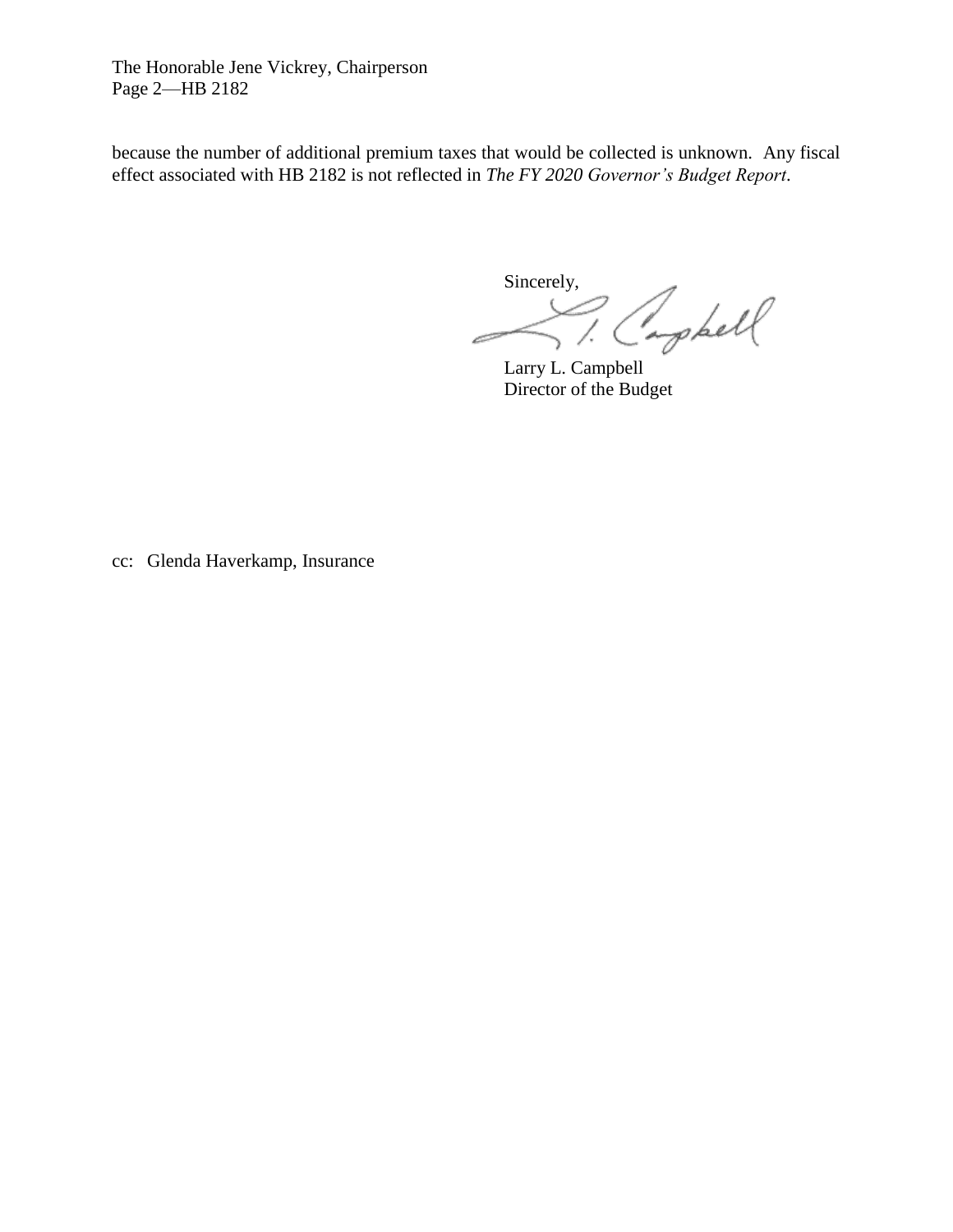because the number of additional premium taxes that would be collected is unknown. Any fiscal effect associated with HB 2182 is not reflected in *The FY 2020 Governor's Budget Report*.

Sincerely,

Larry L. Campbell  
Director of the Budget

cc: Glenda Haverkamp, Insurance